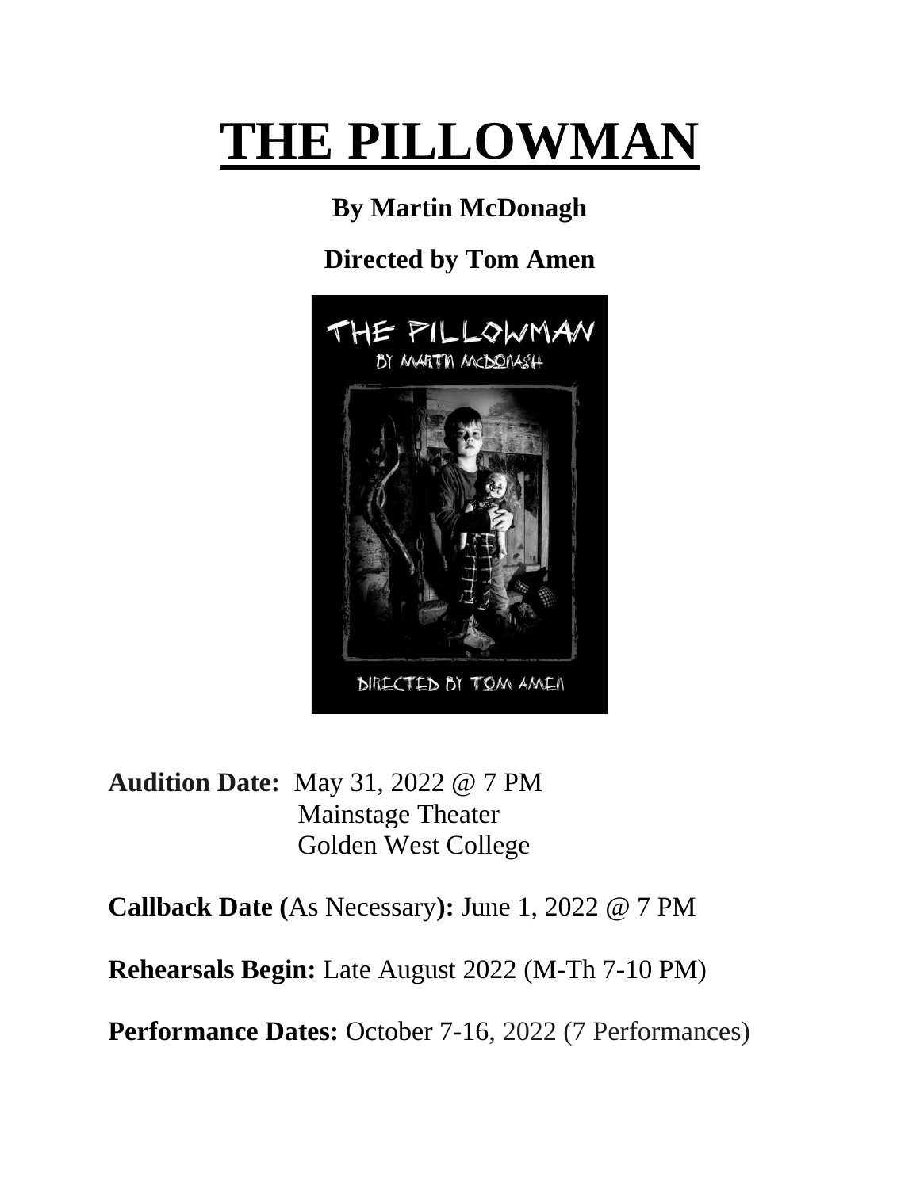# THE PILLOWMAN

**By Martin McDonagh**

**Directed by Tom Amen**

**Audition Date:** May 31, 2022 @ 7 PM
Mainstage Theater
Golden West College

**Callback Date (**As Necessary**):** June 1, 2022 @ 7 PM

**Rehearsals Begin:** Late August 2022 (M-Th 7-10 PM)

**Performance Dates:** October 7-16, 2022 (7 Performances)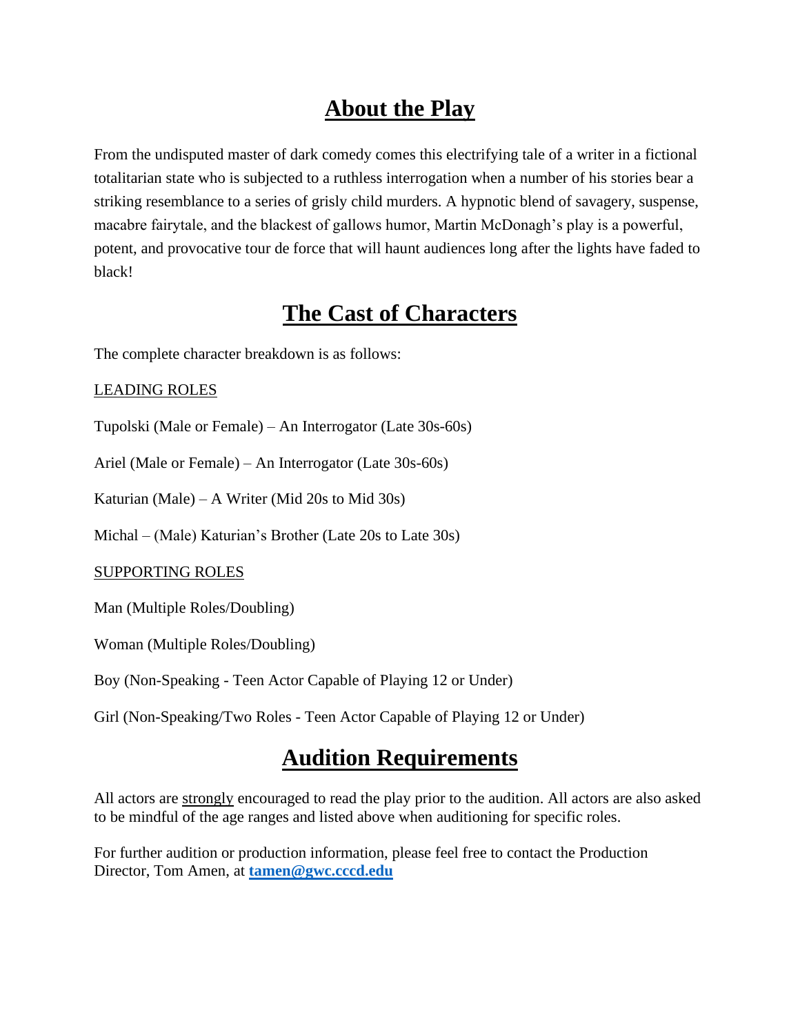## About the Play

From the undisputed master of dark comedy comes this electrifying tale of a writer in a fictional totalitarian state who is subjected to a ruthless interrogation when a number of his stories bear a striking resemblance to a series of grisly child murders. A hypnotic blend of savagery, suspense, macabre fairytale, and the blackest of gallows humor, Martin McDonagh's play is a powerful, potent, and provocative tour de force that will haunt audiences long after the lights have faded to black!

## The Cast of Characters

The complete character breakdown is as follows:

<u>LEADING ROLES</u>

Tupolski (Male or Female) – An Interrogator (Late 30s-60s)

Ariel (Male or Female) – An Interrogator (Late 30s-60s)

Katurian (Male) – A Writer (Mid 20s to Mid 30s)

Michal – (Male) Katurian's Brother (Late 20s to Late 30s)

<u>SUPPORTING ROLES</u>

Man (Multiple Roles/Doubling)

Woman (Multiple Roles/Doubling)

Boy (Non-Speaking - Teen Actor Capable of Playing 12 or Under)

Girl (Non-Speaking/Two Roles - Teen Actor Capable of Playing 12 or Under)

## Audition Requirements

All actors are <u>strongly</u> encouraged to read the play prior to the audition. All actors are also asked to be mindful of the age ranges and listed above when auditioning for specific roles.

For further audition or production information, please feel free to contact the Production Director, Tom Amen, at **tamen@gwc.cccd.edu**